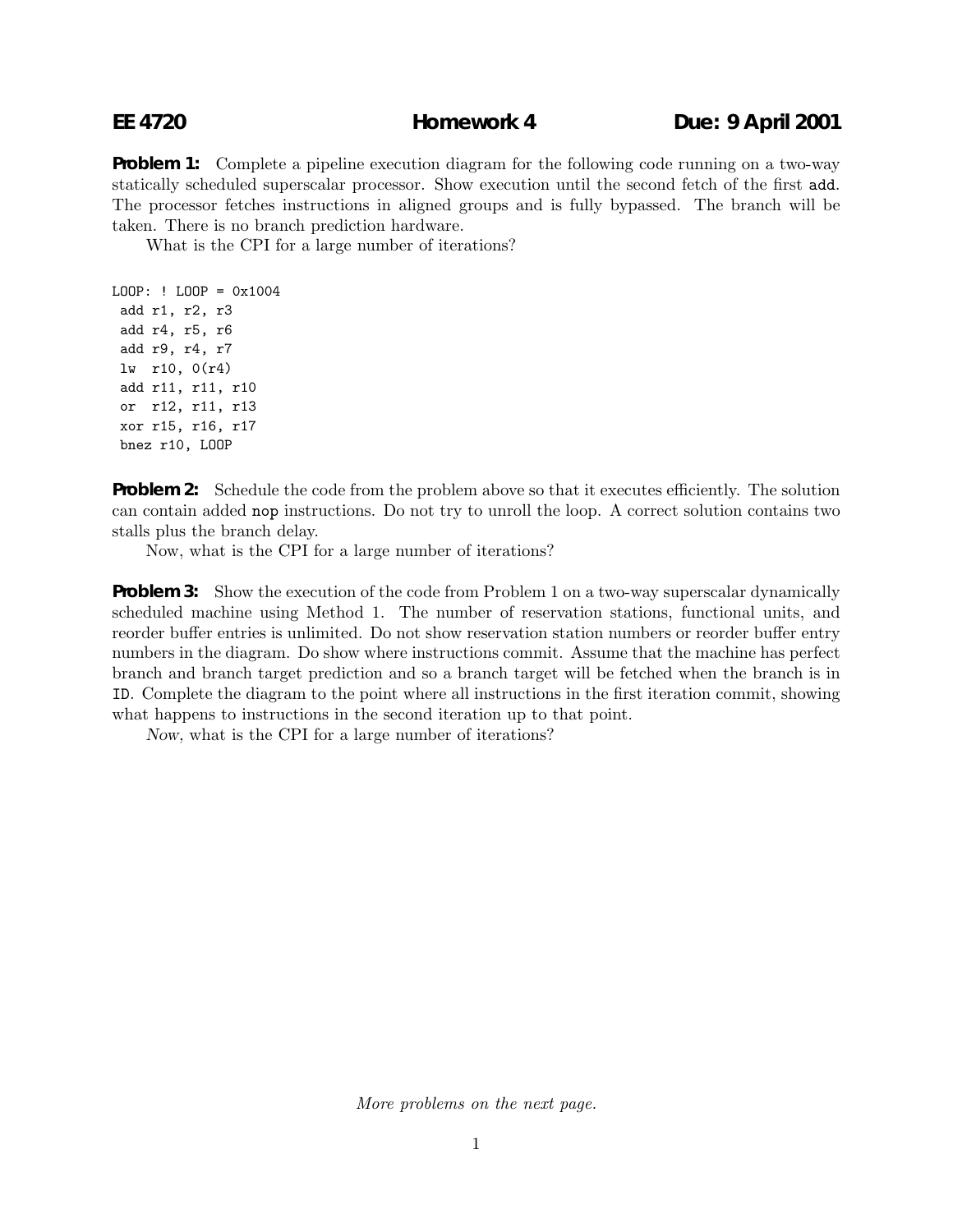# EE 4720 Homework 4 Due: 9 April 2001

**Problem 1:** Complete a pipeline execution diagram for the following code running on a two-way statically scheduled superscalar processor. Show execution until the second fetch of the first `add`. The processor fetches instructions in aligned groups and is fully bypassed. The branch will be taken. There is no branch prediction hardware.

What is the CPI for a large number of iterations?

```
LOOP: ! LOOP = 0x1004
 add r1, r2, r3
 add r4, r5, r6
 add r9, r4, r7
 lw  r10, 0(r4)
 add r11, r11, r10
 or  r12, r11, r13
 xor r15, r16, r17
 bnez r10, LOOP
```

**Problem 2:** Schedule the code from the problem above so that it executes efficiently. The solution can contain added `nop` instructions. Do not try to unroll the loop. A correct solution contains two stalls plus the branch delay.

Now, what is the CPI for a large number of iterations?

**Problem 3:** Show the execution of the code from Problem 1 on a two-way superscalar dynamically scheduled machine using Method 1. The number of reservation stations, functional units, and reorder buffer entries is unlimited. Do not show reservation station numbers or reorder buffer entry numbers in the diagram. Do show where instructions commit. Assume that the machine has perfect branch and branch target prediction and so a branch target will be fetched when the branch is in ID. Complete the diagram to the point where all instructions in the first iteration commit, showing what happens to instructions in the second iteration up to that point.

*Now*, what is the CPI for a large number of iterations?

*More problems on the next page.*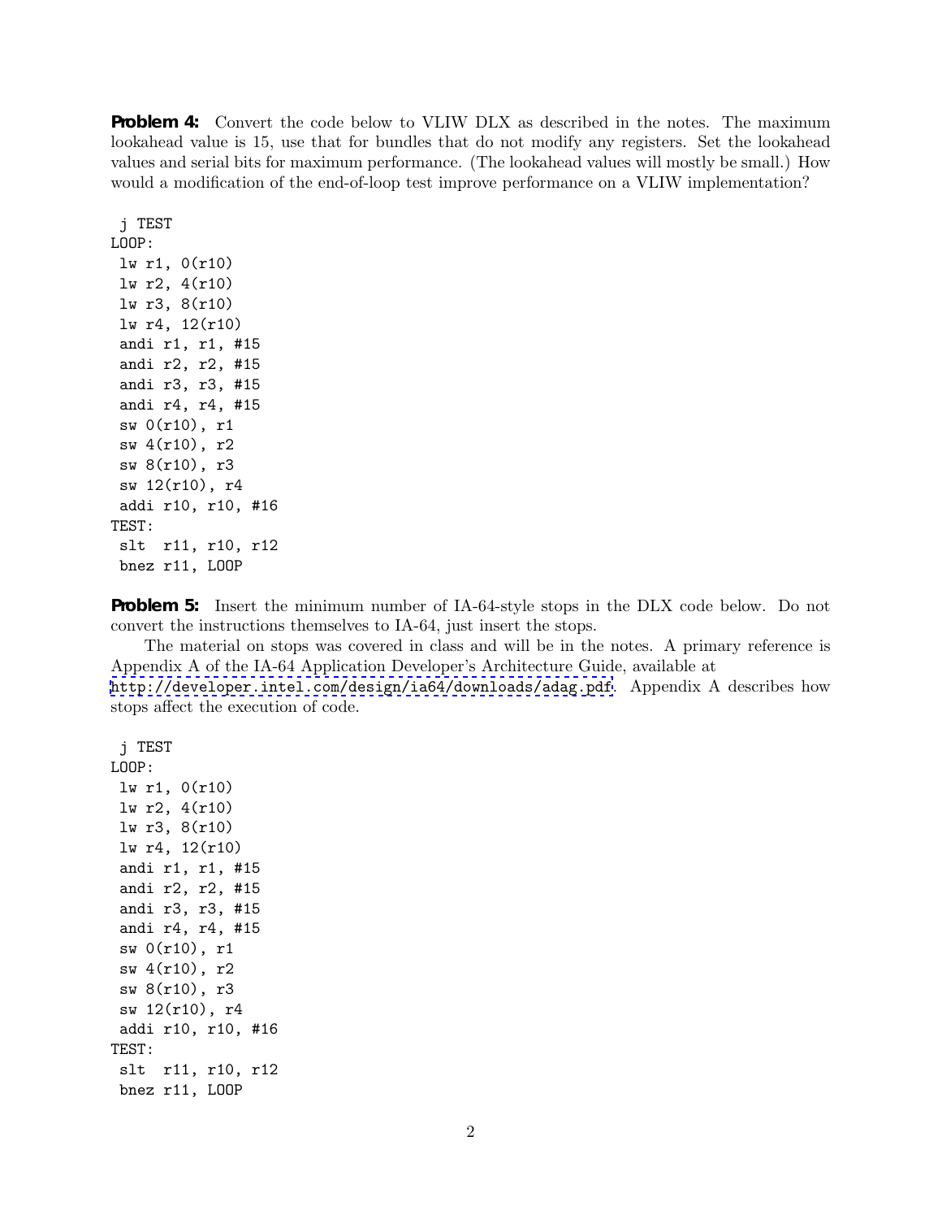**Problem 4:** Convert the code below to VLIW DLX as described in the notes. The maximum lookahead value is 15, use that for bundles that do not modify any registers. Set the lookahead values and serial bits for maximum performance. (The lookahead values will mostly be small.) How would a modification of the end-of-loop test improve performance on a VLIW implementation?

```
 j TEST
LOOP:
 lw r1, 0(r10)
 lw r2, 4(r10)
 lw r3, 8(r10)
 lw r4, 12(r10)
 andi r1, r1, #15
 andi r2, r2, #15
 andi r3, r3, #15
 andi r4, r4, #15
 sw 0(r10), r1
 sw 4(r10), r2
 sw 8(r10), r3
 sw 12(r10), r4
 addi r10, r10, #16
TEST:
 slt  r11, r10, r12
 bnez r11, LOOP
```

**Problem 5:** Insert the minimum number of IA-64-style stops in the DLX code below. Do not convert the instructions themselves to IA-64, just insert the stops.

The material on stops was covered in class and will be in the notes. A primary reference is Appendix A of the IA-64 Application Developer's Architecture Guide, available at http://developer.intel.com/design/ia64/downloads/adag.pdf. Appendix A describes how stops affect the execution of code.

```
 j TEST
LOOP:
 lw r1, 0(r10)
 lw r2, 4(r10)
 lw r3, 8(r10)
 lw r4, 12(r10)
 andi r1, r1, #15
 andi r2, r2, #15
 andi r3, r3, #15
 andi r4, r4, #15
 sw 0(r10), r1
 sw 4(r10), r2
 sw 8(r10), r3
 sw 12(r10), r4
 addi r10, r10, #16
TEST:
 slt  r11, r10, r12
 bnez r11, LOOP
```